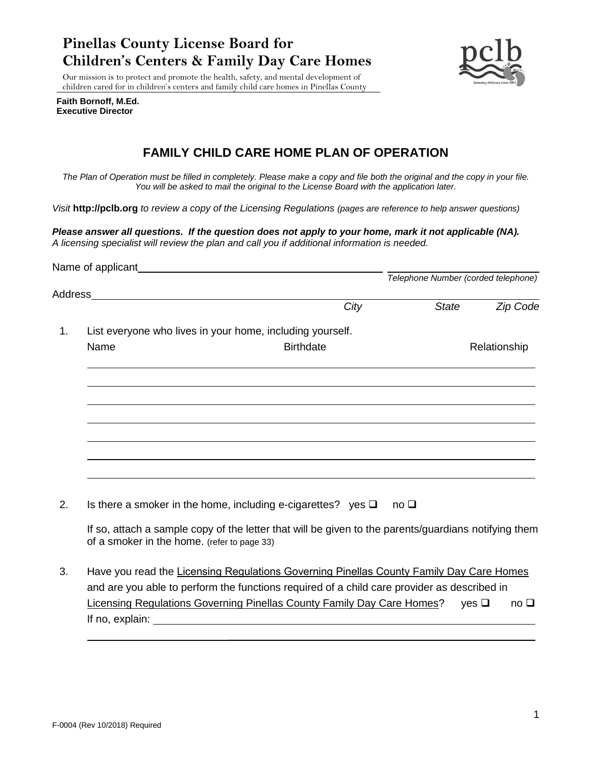# Pinellas County License Board for Children's Centers & Family Day Care Homes

Our mission is to protect and promote the health, safety, and mental development of children cared for in children's centers and family child care homes in Pinellas County

**Faith Bornoff, M.Ed.**
**Executive Director**

## FAMILY CHILD CARE HOME PLAN OF OPERATION

*The Plan of Operation must be filled in completely. Please make a copy and file both the original and the copy in your file. You will be asked to mail the original to the License Board with the application later.*

*Visit* **http://pclb.org** *to review a copy of the Licensing Regulations (pages are reference to help answer questions)*

***Please answer all questions. If the question does not apply to your home, mark it not applicable (NA).***
*A licensing specialist will review the plan and call you if additional information is needed.*

Name of applicant ______________________________ ______________________________
*Telephone Number (corded telephone)*

Address ______________________________
*City* *State* *Zip Code*

1. List everyone who lives in your home, including yourself.

| Name | Birthdate | Relationship |
|---|---|---|
| | | |
| | | |
| | | |
| | | |
| | | |
| | | |
| | | |

2. Is there a smoker in the home, including e-cigarettes? yes ❑ no ❑

   If so, attach a sample copy of the letter that will be given to the parents/guardians notifying them of a smoker in the home. (refer to page 33)

3. Have you read the Licensing Regulations Governing Pinellas County Family Day Care Homes and are you able to perform the functions required of a child care provider as described in Licensing Regulations Governing Pinellas County Family Day Care Homes? yes ❑ no ❑
   If no, explain: ______________________________
   ______________________________

F-0004 (Rev 10/2018) Required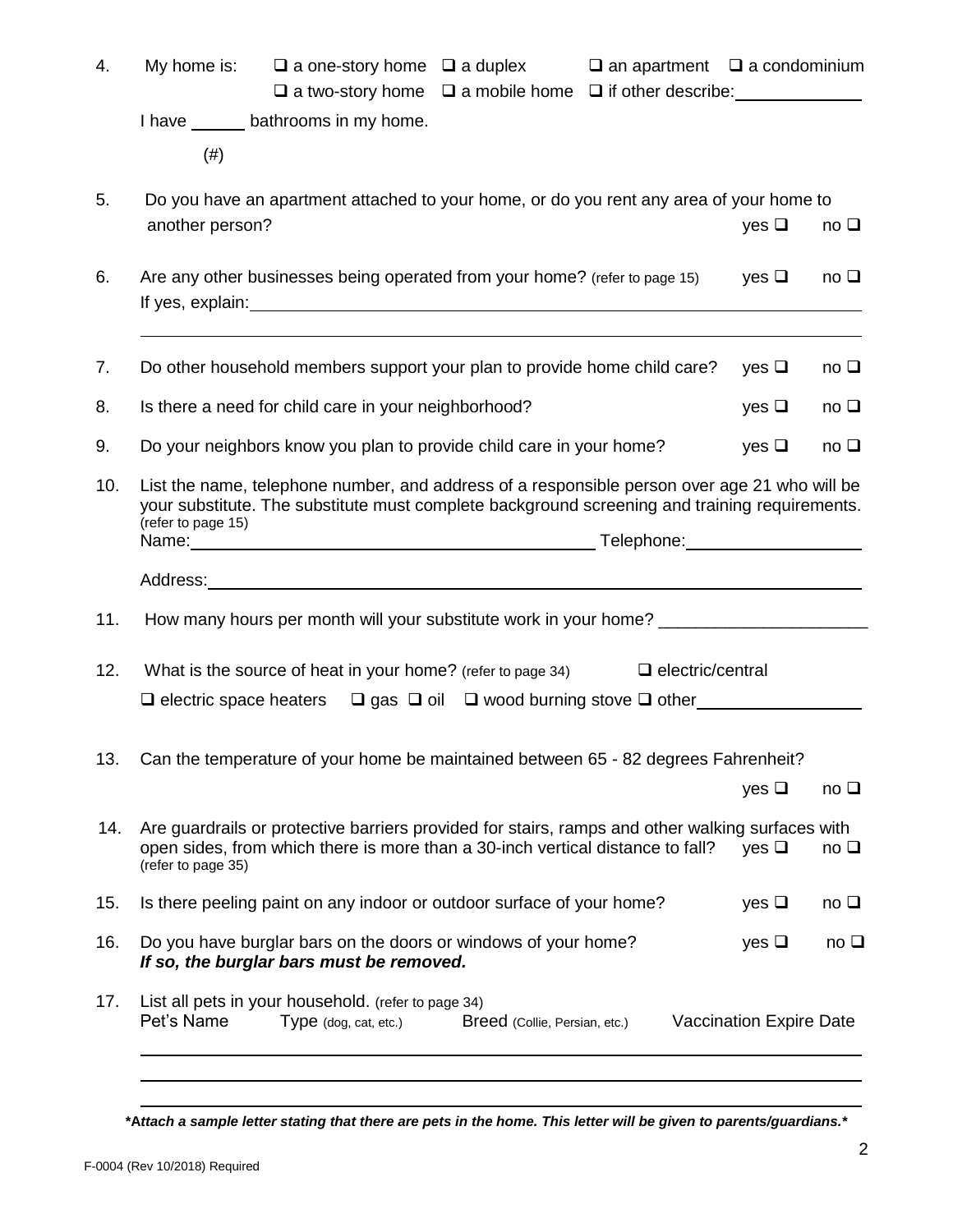4. My home is: ❑ a one-story home ❑ a duplex ❑ an apartment ❑ a condominium
   ❑ a two-story home ❑ a mobile home ❑ if other describe: ____________

   I have ______ bathrooms in my home.
   (#)

5. Do you have an apartment attached to your home, or do you rent any area of your home to another person? yes ❑ no ❑

6. Are any other businesses being operated from your home? (refer to page 15) yes ❑ no ❑
   If yes, explain: ____________________________________________

   ____________________________________________

7. Do other household members support your plan to provide home child care? yes ❑ no ❑

8. Is there a need for child care in your neighborhood? yes ❑ no ❑

9. Do your neighbors know you plan to provide child care in your home? yes ❑ no ❑

10. List the name, telephone number, and address of a responsible person over age 21 who will be your substitute. The substitute must complete background screening and training requirements. (refer to page 15)
    Name: ______________________________ Telephone: ______________

    Address: ____________________________________________

11. How many hours per month will your substitute work in your home? ______________

12. What is the source of heat in your home? (refer to page 34) ❑ electric/central
    ❑ electric space heaters ❑ gas ❑ oil ❑ wood burning stove ❑ other ____________

13. Can the temperature of your home be maintained between 65 - 82 degrees Fahrenheit?
    yes ❑ no ❑

14. Are guardrails or protective barriers provided for stairs, ramps and other walking surfaces with open sides, from which there is more than a 30-inch vertical distance to fall? yes ❑ no ❑
    (refer to page 35)

15. Is there peeling paint on any indoor or outdoor surface of your home? yes ❑ no ❑

16. Do you have burglar bars on the doors or windows of your home? yes ❑ no ❑
    ***If so, the burglar bars must be removed.***

17. List all pets in your household. (refer to page 34)

| Pet's Name | Type (dog, cat, etc.) | Breed (Collie, Persian, etc.) | Vaccination Expire Date |
| --- | --- | --- | --- |
| | | | |
| | | | |
| | | | |

***Attach a sample letter stating that there are pets in the home. This letter will be given to parents/guardians.***

F-0004 (Rev 10/2018) Required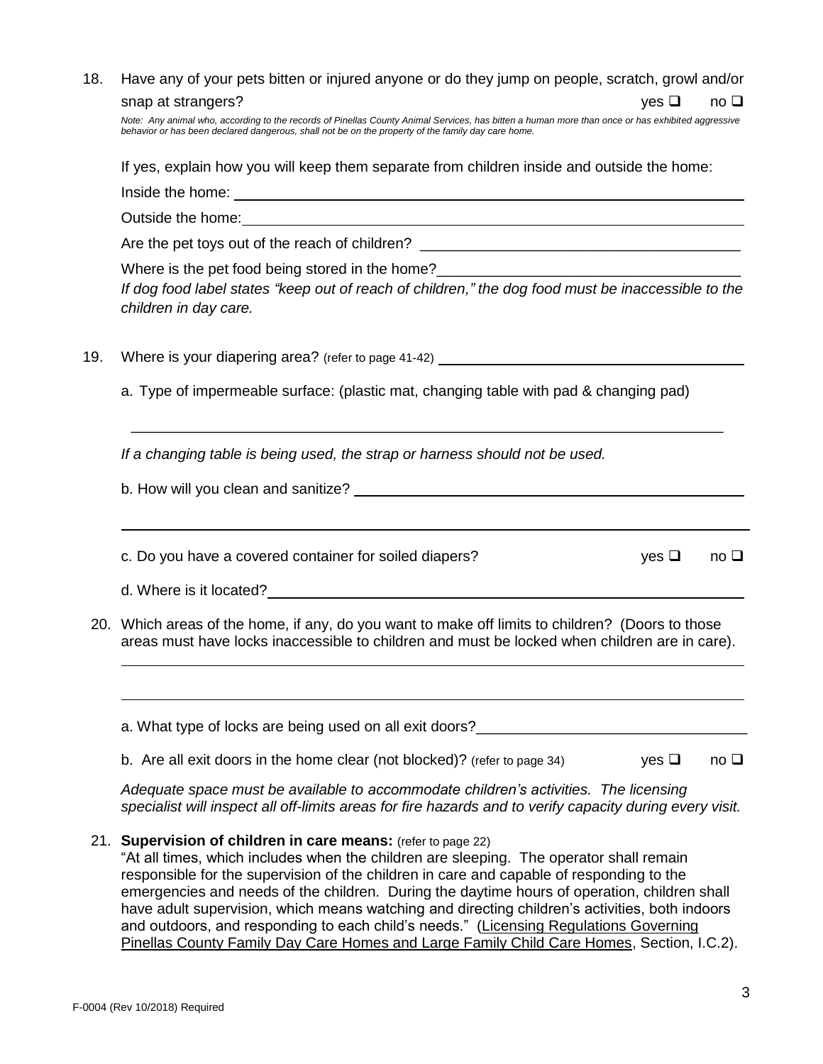18. Have any of your pets bitten or injured anyone or do they jump on people, scratch, growl and/or snap at strangers? yes ❑ no ❑

    *Note: Any animal who, according to the records of Pinellas County Animal Services, has bitten a human more than once or has exhibited aggressive behavior or has been declared dangerous, shall not be on the property of the family day care home.*

    If yes, explain how you will keep them separate from children inside and outside the home:

    Inside the home: ____________________________________________

    Outside the home: ____________________________________________

    Are the pet toys out of the reach of children? ______________________________

    Where is the pet food being stored in the home? ______________________________

    *If dog food label states "keep out of reach of children," the dog food must be inaccessible to the children in day care.*

19. Where is your diapering area? (refer to page 41-42) ______________________________

    a. Type of impermeable surface: (plastic mat, changing table with pad & changing pad)

    ____________________________________________

    *If a changing table is being used, the strap or harness should not be used.*

    b. How will you clean and sanitize? ______________________________

    ____________________________________________

    c. Do you have a covered container for soiled diapers? yes ❑ no ❑

    d. Where is it located? ______________________________

20. Which areas of the home, if any, do you want to make off limits to children? (Doors to those areas must have locks inaccessible to children and must be locked when children are in care).

    ____________________________________________

    ____________________________________________

    a. What type of locks are being used on all exit doors? ______________________________

    b. Are all exit doors in the home clear (not blocked)? (refer to page 34) yes ❑ no ❑

    *Adequate space must be available to accommodate children's activities. The licensing specialist will inspect all off-limits areas for fire hazards and to verify capacity during every visit.*

21. **Supervision of children in care means:** (refer to page 22)
    "At all times, which includes when the children are sleeping. The operator shall remain responsible for the supervision of the children in care and capable of responding to the emergencies and needs of the children. During the daytime hours of operation, children shall have adult supervision, which means watching and directing children's activities, both indoors and outdoors, and responding to each child's needs." (Licensing Regulations Governing Pinellas County Family Day Care Homes and Large Family Child Care Homes, Section, I.C.2).

F-0004 (Rev 10/2018) Required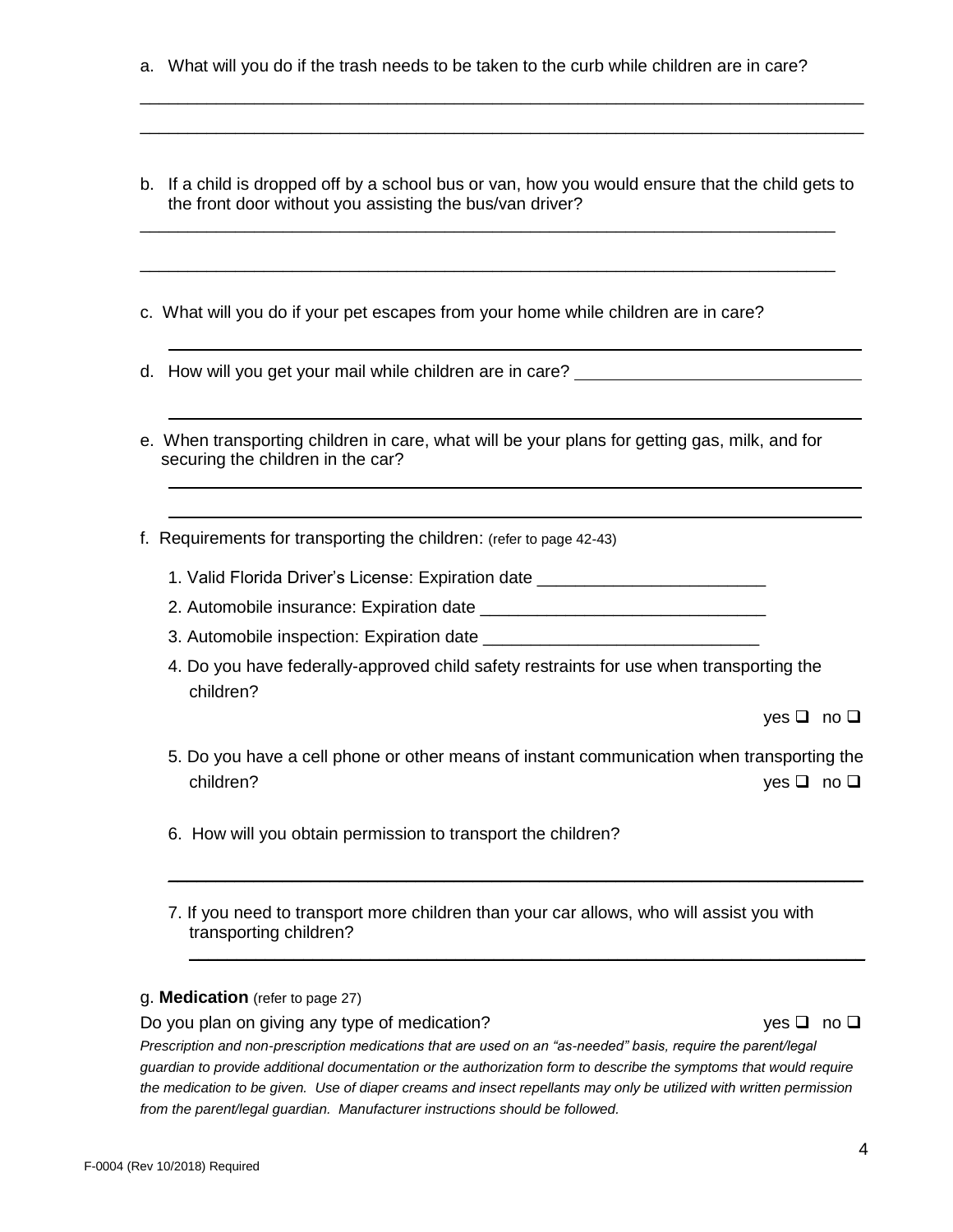a. What will you do if the trash needs to be taken to the curb while children are in care?

______________________________________________________________________________

______________________________________________________________________________

b. If a child is dropped off by a school bus or van, how you would ensure that the child gets to the front door without you assisting the bus/van driver?

______________________________________________________________________________

______________________________________________________________________________

c. What will you do if your pet escapes from your home while children are in care?

______________________________________________________________________________

d. How will you get your mail while children are in care? ______________________________

______________________________________________________________________________

e. When transporting children in care, what will be your plans for getting gas, milk, and for securing the children in the car?

______________________________________________________________________________

______________________________________________________________________________

f. Requirements for transporting the children: (refer to page 42-43)

1. Valid Florida Driver's License: Expiration date ________________________
2. Automobile insurance: Expiration date ______________________________
3. Automobile inspection: Expiration date _____________________________
4. Do you have federally-approved child safety restraints for use when transporting the children?

   yes ❑ no ❑

5. Do you have a cell phone or other means of instant communication when transporting the children? yes ❑ no ❑

6. How will you obtain permission to transport the children?

   ______________________________________________________________________________

7. If you need to transport more children than your car allows, who will assist you with transporting children?

   ______________________________________________________________________________

g. **Medication** (refer to page 27)

Do you plan on giving any type of medication? yes ❑ no ❑

*Prescription and non-prescription medications that are used on an "as-needed" basis, require the parent/legal guardian to provide additional documentation or the authorization form to describe the symptoms that would require the medication to be given. Use of diaper creams and insect repellants may only be utilized with written permission from the parent/legal guardian. Manufacturer instructions should be followed.*

F-0004 (Rev 10/2018) Required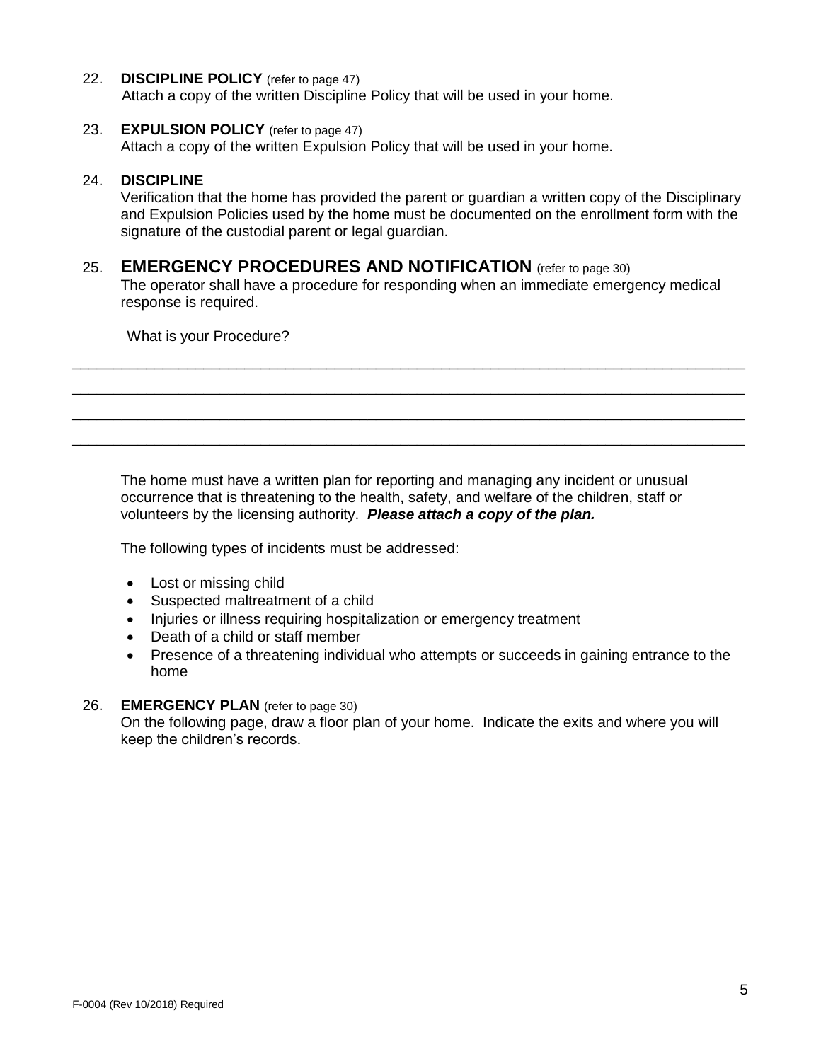22. **DISCIPLINE POLICY** (refer to page 47)
 Attach a copy of the written Discipline Policy that will be used in your home.

23. **EXPULSION POLICY** (refer to page 47)
 Attach a copy of the written Expulsion Policy that will be used in your home.

24. **DISCIPLINE**
 Verification that the home has provided the parent or guardian a written copy of the Disciplinary and Expulsion Policies used by the home must be documented on the enrollment form with the signature of the custodial parent or legal guardian.

25. **EMERGENCY PROCEDURES AND NOTIFICATION** (refer to page 30)
 The operator shall have a procedure for responding when an immediate emergency medical response is required.

 What is your Procedure?

______________________________________________________________________________

______________________________________________________________________________

______________________________________________________________________________

______________________________________________________________________________

The home must have a written plan for reporting and managing any incident or unusual occurrence that is threatening to the health, safety, and welfare of the children, staff or volunteers by the licensing authority. ***Please attach a copy of the plan.***

The following types of incidents must be addressed:

- Lost or missing child
- Suspected maltreatment of a child
- Injuries or illness requiring hospitalization or emergency treatment
- Death of a child or staff member
- Presence of a threatening individual who attempts or succeeds in gaining entrance to the home

26. **EMERGENCY PLAN** (refer to page 30)
 On the following page, draw a floor plan of your home. Indicate the exits and where you will keep the children's records.

F-0004 (Rev 10/2018) Required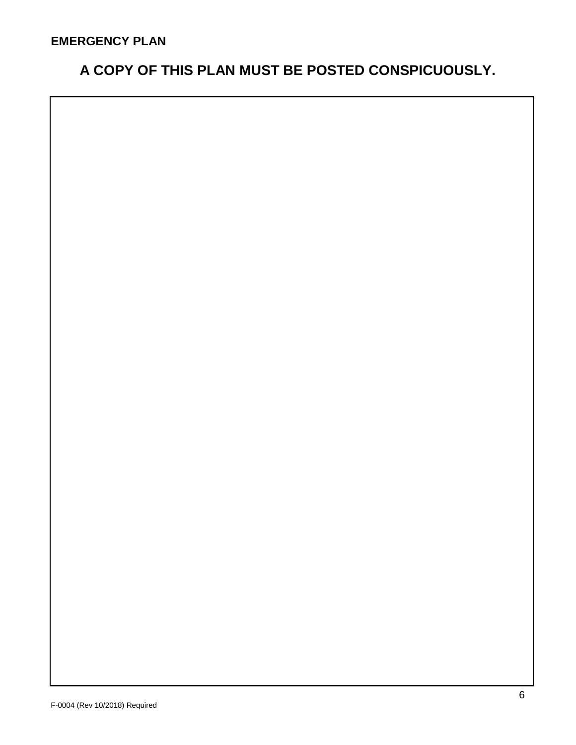**EMERGENCY PLAN**

## A COPY OF THIS PLAN MUST BE POSTED CONSPICUOUSLY.

F-0004 (Rev 10/2018) Required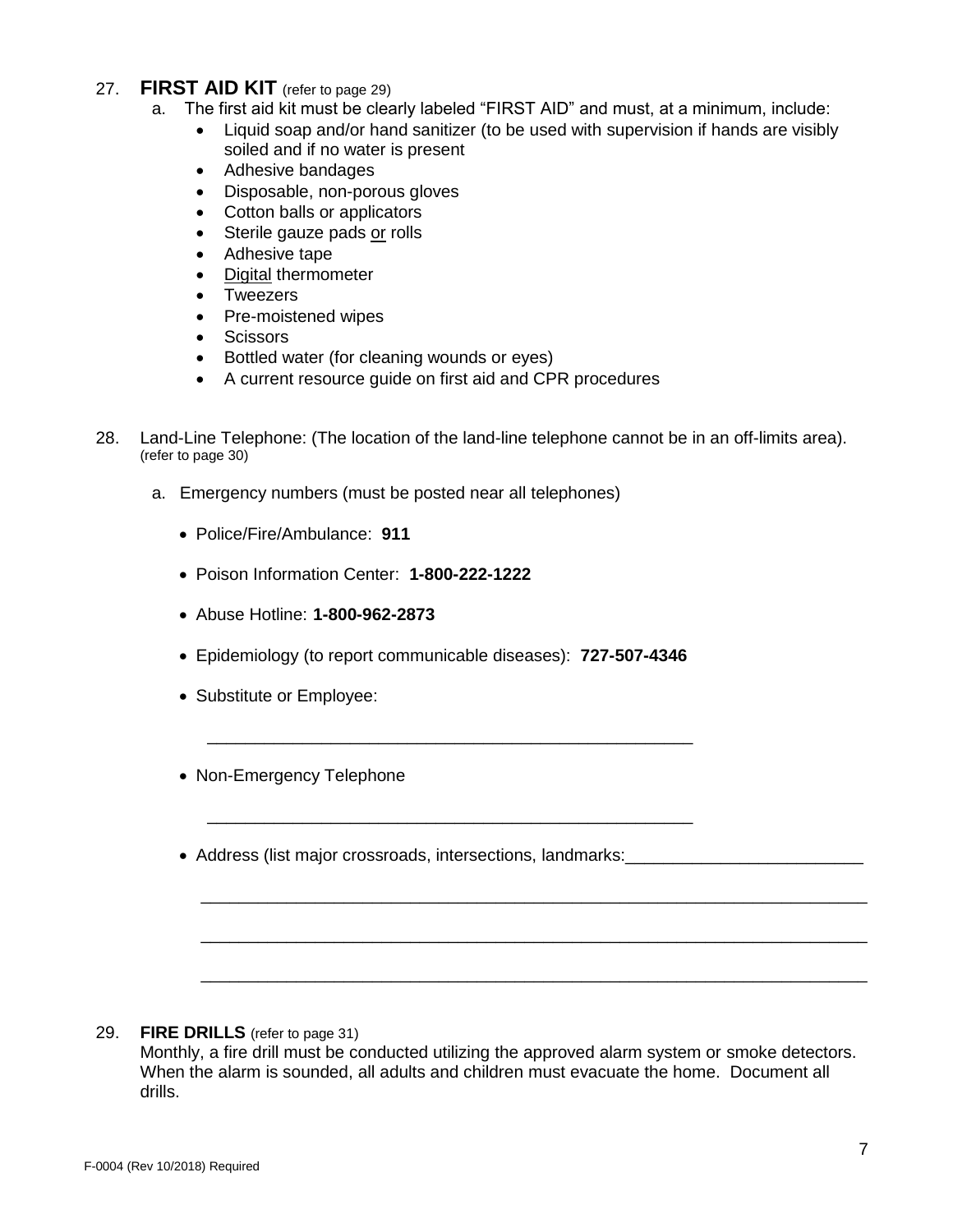27. **FIRST AID KIT** (refer to page 29)

a. The first aid kit must be clearly labeled "FIRST AID" and must, at a minimum, include:

- Liquid soap and/or hand sanitizer (to be used with supervision if hands are visibly soiled and if no water is present
- Adhesive bandages
- Disposable, non-porous gloves
- Cotton balls or applicators
- Sterile gauze pads <u>or</u> rolls
- Adhesive tape
- <u>Digital</u> thermometer
- Tweezers
- Pre-moistened wipes
- Scissors
- Bottled water (for cleaning wounds or eyes)
- A current resource guide on first aid and CPR procedures

28. Land-Line Telephone: (The location of the land-line telephone cannot be in an off-limits area). (refer to page 30)

a. Emergency numbers (must be posted near all telephones)

- Police/Fire/Ambulance: **911**
- Poison Information Center: **1-800-222-1222**
- Abuse Hotline: **1-800-962-2873**
- Epidemiology (to report communicable diseases): **727-507-4346**
- Substitute or Employee:

  ___________________________________________________

- Non-Emergency Telephone

  ___________________________________________________

- Address (list major crossroads, intersections, landmarks:_________________________

  ______________________________________________________________________

  ______________________________________________________________________

  ______________________________________________________________________

29. **FIRE DRILLS** (refer to page 31)

Monthly, a fire drill must be conducted utilizing the approved alarm system or smoke detectors. When the alarm is sounded, all adults and children must evacuate the home. Document all drills.

F-0004 (Rev 10/2018) Required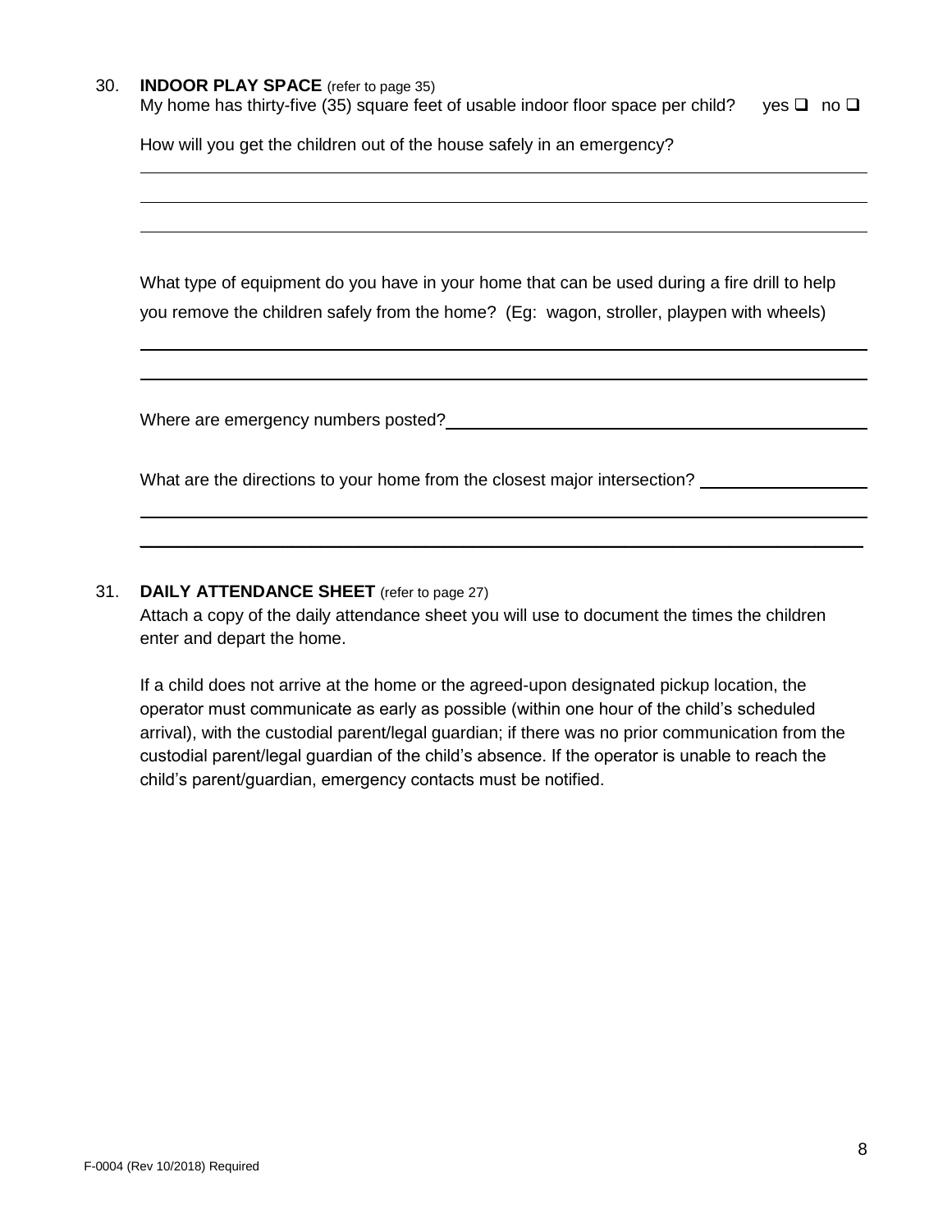30. **INDOOR PLAY SPACE** (refer to page 35)

My home has thirty-five (35) square feet of usable indoor floor space per child? yes ☐ no ☐

How will you get the children out of the house safely in an emergency?

______________________________________________________________________

______________________________________________________________________

______________________________________________________________________

What type of equipment do you have in your home that can be used during a fire drill to help you remove the children safely from the home? (Eg: wagon, stroller, playpen with wheels)

______________________________________________________________________

______________________________________________________________________

Where are emergency numbers posted? ______________________________________

What are the directions to your home from the closest major intersection? ______________

______________________________________________________________________

______________________________________________________________________

31. **DAILY ATTENDANCE SHEET** (refer to page 27)

Attach a copy of the daily attendance sheet you will use to document the times the children enter and depart the home.

If a child does not arrive at the home or the agreed-upon designated pickup location, the operator must communicate as early as possible (within one hour of the child's scheduled arrival), with the custodial parent/legal guardian; if there was no prior communication from the custodial parent/legal guardian of the child's absence. If the operator is unable to reach the child's parent/guardian, emergency contacts must be notified.

F-0004 (Rev 10/2018) Required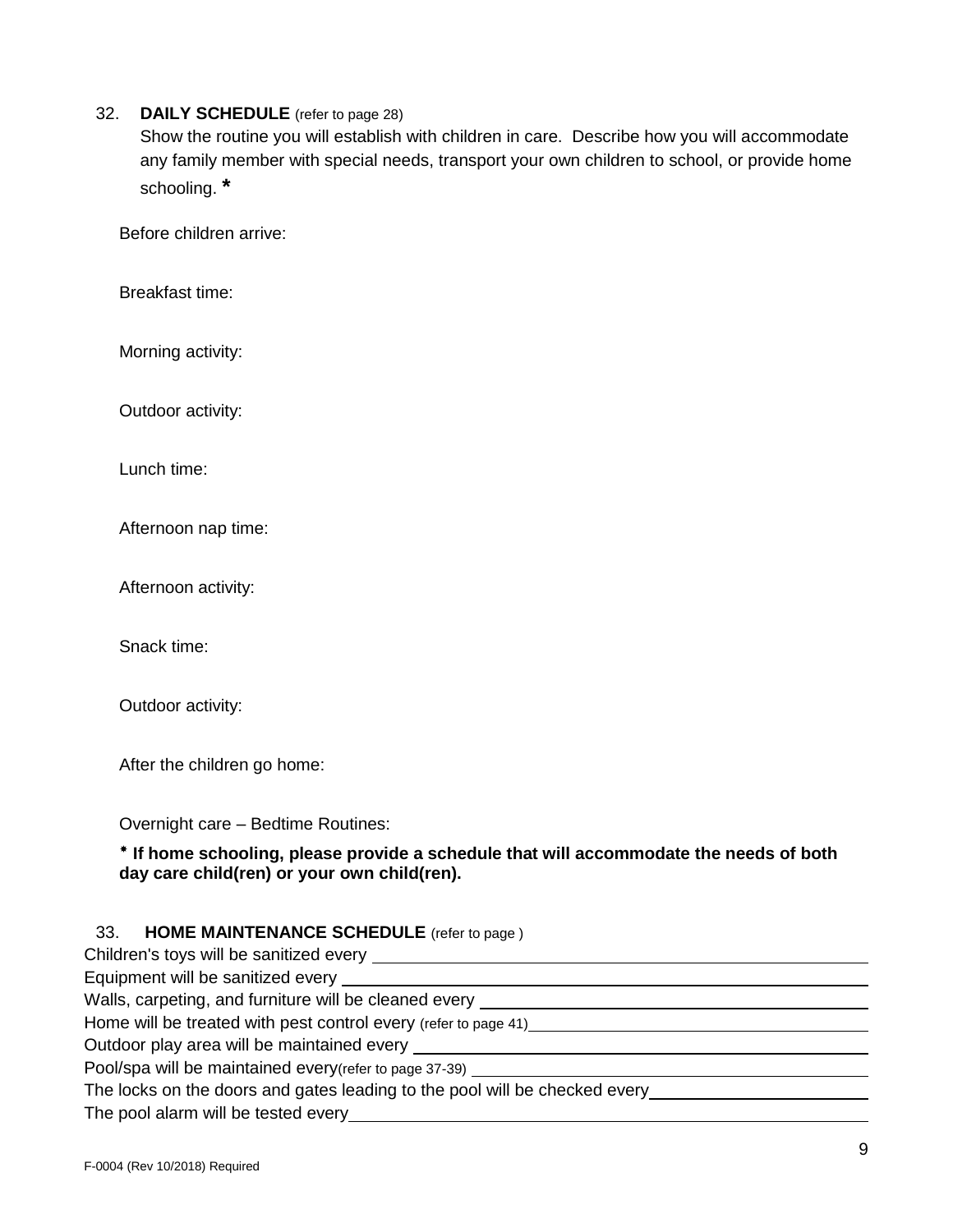32. **DAILY SCHEDULE** (refer to page 28)
Show the routine you will establish with children in care. Describe how you will accommodate any family member with special needs, transport your own children to school, or provide home schooling. *

Before children arrive:

Breakfast time:

Morning activity:

Outdoor activity:

Lunch time:

Afternoon nap time:

Afternoon activity:

Snack time:

Outdoor activity:

After the children go home:

Overnight care – Bedtime Routines:

**\* If home schooling, please provide a schedule that will accommodate the needs of both day care child(ren) or your own child(ren).**

33. **HOME MAINTENANCE SCHEDULE** (refer to page )

Children's toys will be sanitized every ______________________________

Equipment will be sanitized every ______________________________

Walls, carpeting, and furniture will be cleaned every ______________________________

Home will be treated with pest control every (refer to page 41)______________________________

Outdoor play area will be maintained every ______________________________

Pool/spa will be maintained every(refer to page 37-39) ______________________________

The locks on the doors and gates leading to the pool will be checked every______________________________

The pool alarm will be tested every______________________________

F-0004 (Rev 10/2018) Required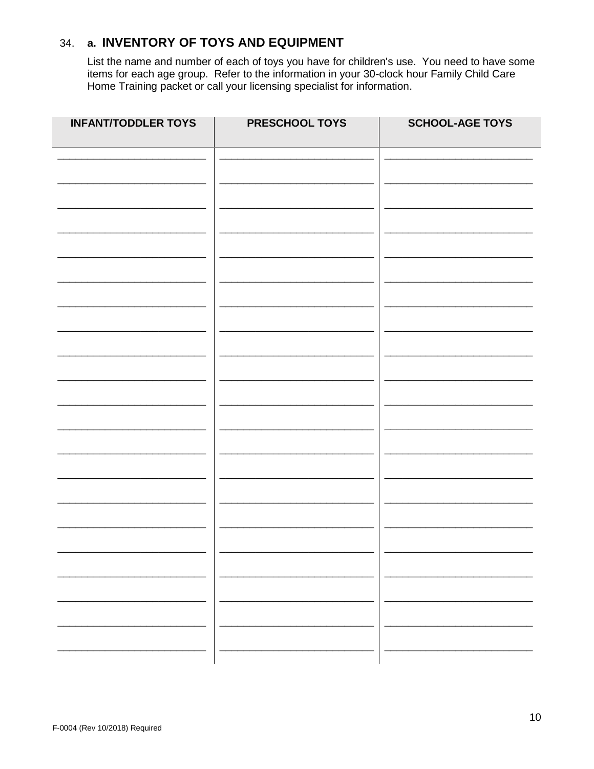34. **a. INVENTORY OF TOYS AND EQUIPMENT**

List the name and number of each of toys you have for children's use. You need to have some items for each age group. Refer to the information in your 30-clock hour Family Child Care Home Training packet or call your licensing specialist for information.

| INFANT/TODDLER TOYS | PRESCHOOL TOYS | SCHOOL-AGE TOYS |
|---|---|---|
| | | |
| | | |
| | | |
| | | |
| | | |
| | | |
| | | |
| | | |
| | | |
| | | |
| | | |
| | | |
| | | |
| | | |
| | | |
| | | |
| | | |
| | | |
| | | |
| | | |
| | | |

F-0004 (Rev 10/2018) Required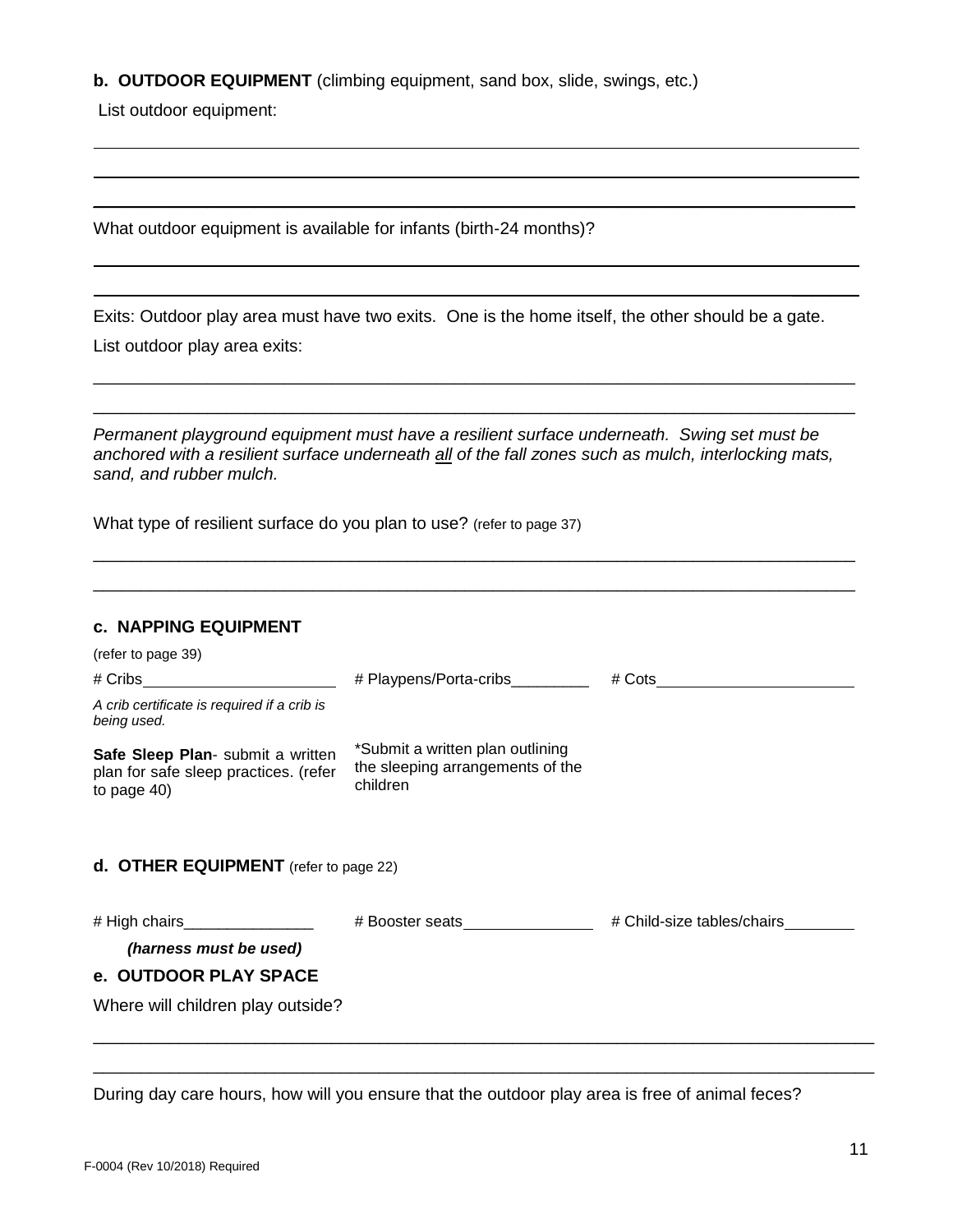**b. OUTDOOR EQUIPMENT** (climbing equipment, sand box, slide, swings, etc.)

List outdoor equipment:

_______________________________________________________________________________

_______________________________________________________________________________

_______________________________________________________________________________

What outdoor equipment is available for infants (birth-24 months)?

_______________________________________________________________________________

_______________________________________________________________________________

Exits: Outdoor play area must have two exits. One is the home itself, the other should be a gate.

List outdoor play area exits:

_______________________________________________________________________________

_______________________________________________________________________________

*Permanent playground equipment must have a resilient surface underneath. Swing set must be anchored with a resilient surface underneath all of the fall zones such as mulch, interlocking mats, sand, and rubber mulch.*

What type of resilient surface do you plan to use? (refer to page 37)

_______________________________________________________________________________

_______________________________________________________________________________

**c. NAPPING EQUIPMENT**

(refer to page 39)

| | | |
|---|---|---|
| # Cribs____________________ | # Playpens/Porta-cribs_________ | # Cots____________________ |
| *A crib certificate is required if a crib is being used.* | | |
| **Safe Sleep Plan**- submit a written plan for safe sleep practices. (refer to page 40) | *Submit a written plan outlining the sleeping arrangements of the children | |

**d. OTHER EQUIPMENT** (refer to page 22)

| | | |
|---|---|---|
| # High chairs_______________ | # Booster seats_______________ | # Child-size tables/chairs________ |
| ***(harness must be used)*** | | |

**e. OUTDOOR PLAY SPACE**

Where will children play outside?

_______________________________________________________________________________

_______________________________________________________________________________

During day care hours, how will you ensure that the outdoor play area is free of animal feces?

F-0004 (Rev 10/2018) Required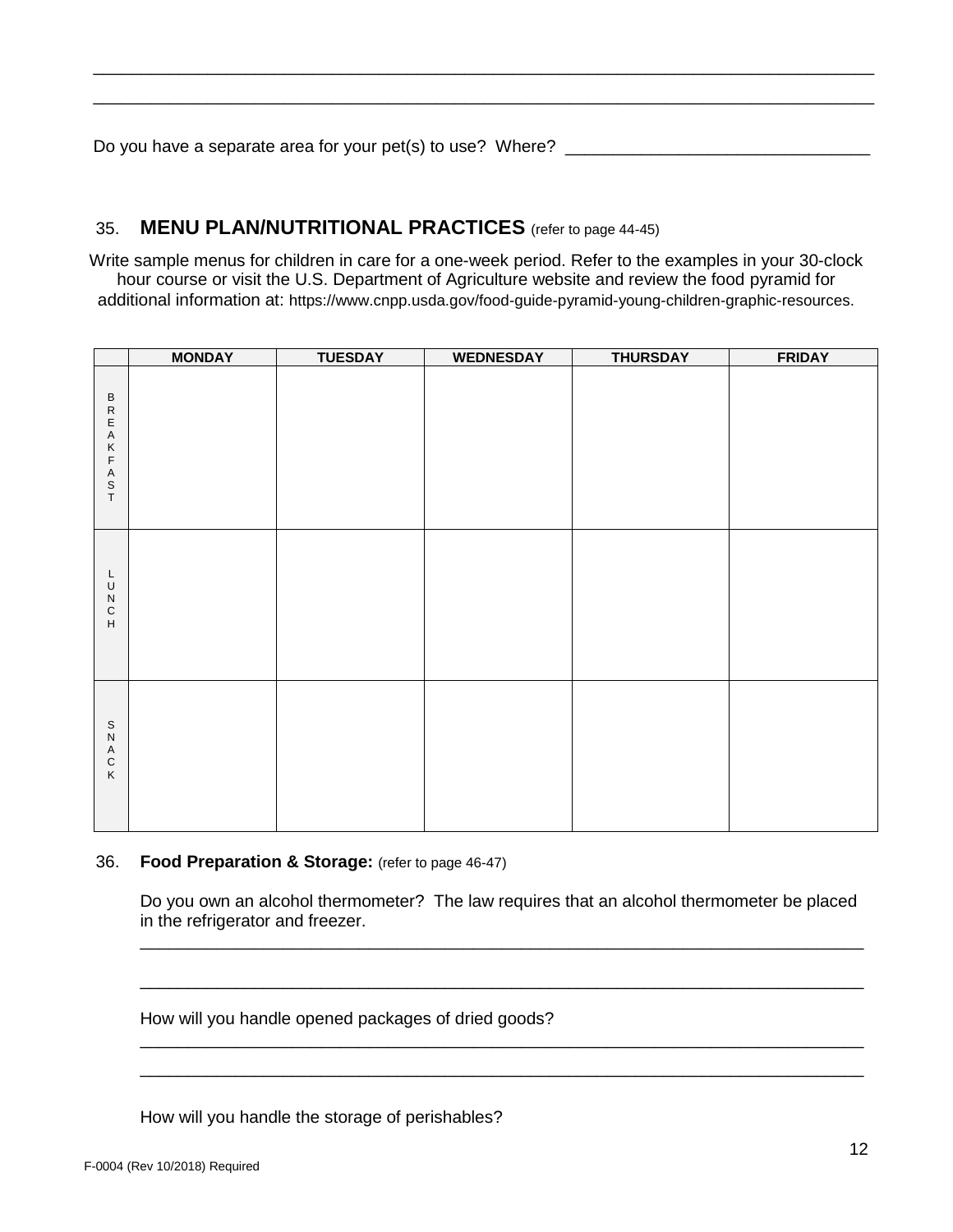\_\_\_\_\_\_\_\_\_\_\_\_\_\_\_\_\_\_\_\_\_\_\_\_\_\_\_\_\_\_\_\_\_\_\_\_\_\_\_\_\_\_\_\_\_\_\_\_\_\_\_\_\_\_\_\_\_\_\_\_\_\_\_\_\_\_\_\_\_\_\_\_\_\_\_\_

\_\_\_\_\_\_\_\_\_\_\_\_\_\_\_\_\_\_\_\_\_\_\_\_\_\_\_\_\_\_\_\_\_\_\_\_\_\_\_\_\_\_\_\_\_\_\_\_\_\_\_\_\_\_\_\_\_\_\_\_\_\_\_\_\_\_\_\_\_\_\_\_\_\_\_\_

Do you have a separate area for your pet(s) to use? Where? \_\_\_\_\_\_\_\_\_\_\_\_\_\_\_\_\_\_\_\_\_\_\_\_\_\_\_\_\_\_\_\_

## 35. MENU PLAN/NUTRITIONAL PRACTICES (refer to page 44-45)

Write sample menus for children in care for a one-week period. Refer to the examples in your 30-clock hour course or visit the U.S. Department of Agriculture website and review the food pyramid for additional information at: https://www.cnpp.usda.gov/food-guide-pyramid-young-children-graphic-resources.

| | MONDAY | TUESDAY | WEDNESDAY | THURSDAY | FRIDAY |
|---|---|---|---|---|---|
| BREAKFAST | | | | | |
| LUNCH | | | | | |
| SNACK | | | | | |

### 36. Food Preparation & Storage: (refer to page 46-47)

Do you own an alcohol thermometer? The law requires that an alcohol thermometer be placed in the refrigerator and freezer.

\_\_\_\_\_\_\_\_\_\_\_\_\_\_\_\_\_\_\_\_\_\_\_\_\_\_\_\_\_\_\_\_\_\_\_\_\_\_\_\_\_\_\_\_\_\_\_\_\_\_\_\_\_\_\_\_\_\_\_\_\_\_\_\_\_\_\_\_\_\_\_\_\_\_\_\_

\_\_\_\_\_\_\_\_\_\_\_\_\_\_\_\_\_\_\_\_\_\_\_\_\_\_\_\_\_\_\_\_\_\_\_\_\_\_\_\_\_\_\_\_\_\_\_\_\_\_\_\_\_\_\_\_\_\_\_\_\_\_\_\_\_\_\_\_\_\_\_\_\_\_\_\_

How will you handle opened packages of dried goods?

\_\_\_\_\_\_\_\_\_\_\_\_\_\_\_\_\_\_\_\_\_\_\_\_\_\_\_\_\_\_\_\_\_\_\_\_\_\_\_\_\_\_\_\_\_\_\_\_\_\_\_\_\_\_\_\_\_\_\_\_\_\_\_\_\_\_\_\_\_\_\_\_\_\_\_\_

\_\_\_\_\_\_\_\_\_\_\_\_\_\_\_\_\_\_\_\_\_\_\_\_\_\_\_\_\_\_\_\_\_\_\_\_\_\_\_\_\_\_\_\_\_\_\_\_\_\_\_\_\_\_\_\_\_\_\_\_\_\_\_\_\_\_\_\_\_\_\_\_\_\_\_\_

How will you handle the storage of perishables?

F-0004 (Rev 10/2018) Required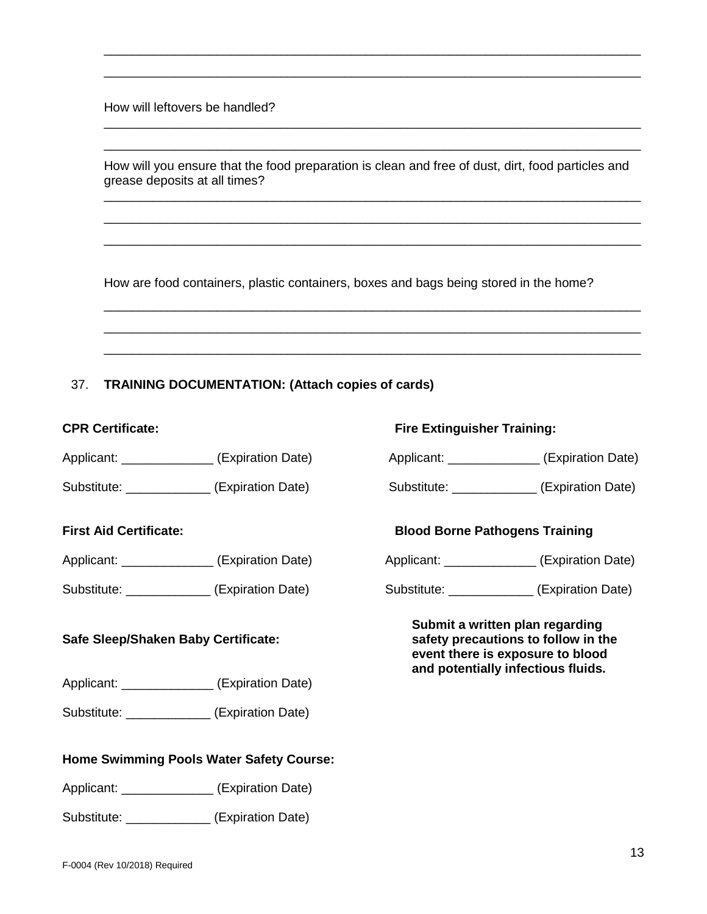\_\_\_\_\_\_\_\_\_\_\_\_\_\_\_\_\_\_\_\_\_\_\_\_\_\_\_\_\_\_\_\_\_\_\_\_\_\_\_\_\_\_\_\_\_\_\_\_\_\_\_\_\_\_\_\_\_\_\_\_\_\_\_\_\_\_\_\_\_\_\_\_

\_\_\_\_\_\_\_\_\_\_\_\_\_\_\_\_\_\_\_\_\_\_\_\_\_\_\_\_\_\_\_\_\_\_\_\_\_\_\_\_\_\_\_\_\_\_\_\_\_\_\_\_\_\_\_\_\_\_\_\_\_\_\_\_\_\_\_\_\_\_\_\_

How will leftovers be handled?

\_\_\_\_\_\_\_\_\_\_\_\_\_\_\_\_\_\_\_\_\_\_\_\_\_\_\_\_\_\_\_\_\_\_\_\_\_\_\_\_\_\_\_\_\_\_\_\_\_\_\_\_\_\_\_\_\_\_\_\_\_\_\_\_\_\_\_\_\_\_\_\_

\_\_\_\_\_\_\_\_\_\_\_\_\_\_\_\_\_\_\_\_\_\_\_\_\_\_\_\_\_\_\_\_\_\_\_\_\_\_\_\_\_\_\_\_\_\_\_\_\_\_\_\_\_\_\_\_\_\_\_\_\_\_\_\_\_\_\_\_\_\_\_\_

How will you ensure that the food preparation is clean and free of dust, dirt, food particles and grease deposits at all times?

\_\_\_\_\_\_\_\_\_\_\_\_\_\_\_\_\_\_\_\_\_\_\_\_\_\_\_\_\_\_\_\_\_\_\_\_\_\_\_\_\_\_\_\_\_\_\_\_\_\_\_\_\_\_\_\_\_\_\_\_\_\_\_\_\_\_\_\_\_\_\_\_

\_\_\_\_\_\_\_\_\_\_\_\_\_\_\_\_\_\_\_\_\_\_\_\_\_\_\_\_\_\_\_\_\_\_\_\_\_\_\_\_\_\_\_\_\_\_\_\_\_\_\_\_\_\_\_\_\_\_\_\_\_\_\_\_\_\_\_\_\_\_\_\_

\_\_\_\_\_\_\_\_\_\_\_\_\_\_\_\_\_\_\_\_\_\_\_\_\_\_\_\_\_\_\_\_\_\_\_\_\_\_\_\_\_\_\_\_\_\_\_\_\_\_\_\_\_\_\_\_\_\_\_\_\_\_\_\_\_\_\_\_\_\_\_\_

How are food containers, plastic containers, boxes and bags being stored in the home?

\_\_\_\_\_\_\_\_\_\_\_\_\_\_\_\_\_\_\_\_\_\_\_\_\_\_\_\_\_\_\_\_\_\_\_\_\_\_\_\_\_\_\_\_\_\_\_\_\_\_\_\_\_\_\_\_\_\_\_\_\_\_\_\_\_\_\_\_\_\_\_\_

\_\_\_\_\_\_\_\_\_\_\_\_\_\_\_\_\_\_\_\_\_\_\_\_\_\_\_\_\_\_\_\_\_\_\_\_\_\_\_\_\_\_\_\_\_\_\_\_\_\_\_\_\_\_\_\_\_\_\_\_\_\_\_\_\_\_\_\_\_\_\_\_

\_\_\_\_\_\_\_\_\_\_\_\_\_\_\_\_\_\_\_\_\_\_\_\_\_\_\_\_\_\_\_\_\_\_\_\_\_\_\_\_\_\_\_\_\_\_\_\_\_\_\_\_\_\_\_\_\_\_\_\_\_\_\_\_\_\_\_\_\_\_\_\_

37. **TRAINING DOCUMENTATION: (Attach copies of cards)**

**CPR Certificate:**

Applicant: \_\_\_\_\_\_\_\_\_\_\_\_\_ (Expiration Date)

Substitute: \_\_\_\_\_\_\_\_\_\_\_\_ (Expiration Date)

**First Aid Certificate:**

Applicant: \_\_\_\_\_\_\_\_\_\_\_\_\_ (Expiration Date)

Substitute: \_\_\_\_\_\_\_\_\_\_\_\_ (Expiration Date)

**Safe Sleep/Shaken Baby Certificate:**

Applicant: \_\_\_\_\_\_\_\_\_\_\_\_\_ (Expiration Date)

Substitute: \_\_\_\_\_\_\_\_\_\_\_\_ (Expiration Date)

**Home Swimming Pools Water Safety Course:**

Applicant: \_\_\_\_\_\_\_\_\_\_\_\_\_ (Expiration Date)

Substitute: \_\_\_\_\_\_\_\_\_\_\_\_ (Expiration Date)

**Fire Extinguisher Training:**

Applicant: \_\_\_\_\_\_\_\_\_\_\_\_\_ (Expiration Date)

Substitute: \_\_\_\_\_\_\_\_\_\_\_\_ (Expiration Date)

**Blood Borne Pathogens Training**

Applicant: \_\_\_\_\_\_\_\_\_\_\_\_\_ (Expiration Date)

Substitute: \_\_\_\_\_\_\_\_\_\_\_\_ (Expiration Date)

**Submit a written plan regarding safety precautions to follow in the event there is exposure to blood and potentially infectious fluids.**

F-0004 (Rev 10/2018) Required